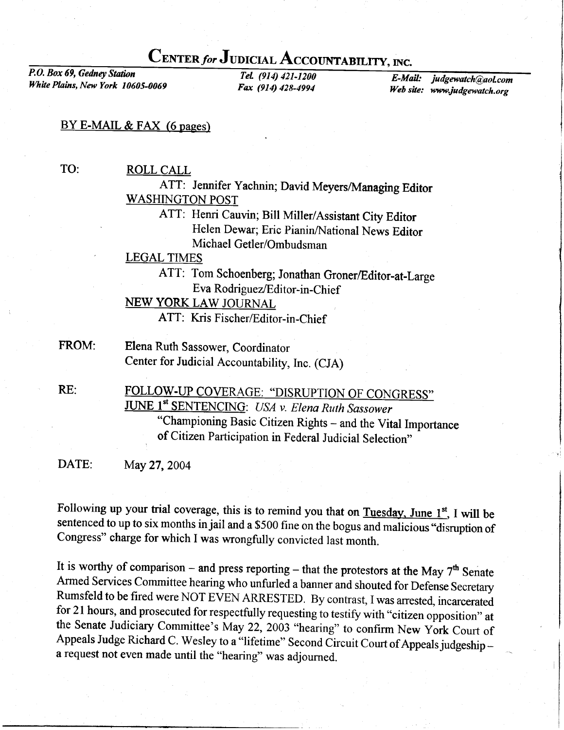# CENTER *for* JUDICIAL ACCOUNTABILITY, INC.

*P.O. Box 69, Gedney Station*
*White Plains, New York 10605-0069*

*Tel. (914) 421-1200*
*Fax (914) 428-4994*

*E-Mail: judgewatch@aol.com*
*Web site: www.judgewatch.org*

BY E-MAIL & FAX (6 pages)

TO: ROLL CALL
ATT: Jennifer Yachnin; David Meyers/Managing Editor
WASHINGTON POST
ATT: Henri Cauvin; Bill Miller/Assistant City Editor
Helen Dewar; Eric Pianin/National News Editor
Michael Getler/Ombudsman
LEGAL TIMES
ATT: Tom Schoenberg; Jonathan Groner/Editor-at-Large
Eva Rodriguez/Editor-in-Chief
NEW YORK LAW JOURNAL
ATT: Kris Fischer/Editor-in-Chief

FROM: Elena Ruth Sassower, Coordinator
Center for Judicial Accountability, Inc. (CJA)

RE: FOLLOW-UP COVERAGE: "DISRUPTION OF CONGRESS"
JUNE 1st SENTENCING: *USA v. Elena Ruth Sassower*
"Championing Basic Citizen Rights – and the Vital Importance of Citizen Participation in Federal Judicial Selection"

DATE: May 27, 2004

Following up your trial coverage, this is to remind you that on Tuesday, June 1st, I will be sentenced to up to six months in jail and a $500 fine on the bogus and malicious "disruption of Congress" charge for which I was wrongfully convicted last month.

It is worthy of comparison – and press reporting – that the protestors at the May 7th Senate Armed Services Committee hearing who unfurled a banner and shouted for Defense Secretary Rumsfeld to be fired were NOT EVEN ARRESTED. By contrast, I was arrested, incarcerated for 21 hours, and prosecuted for respectfully requesting to testify with "citizen opposition" at the Senate Judiciary Committee's May 22, 2003 "hearing" to confirm New York Court of Appeals Judge Richard C. Wesley to a "lifetime" Second Circuit Court of Appeals judgeship – a request not even made until the "hearing" was adjourned.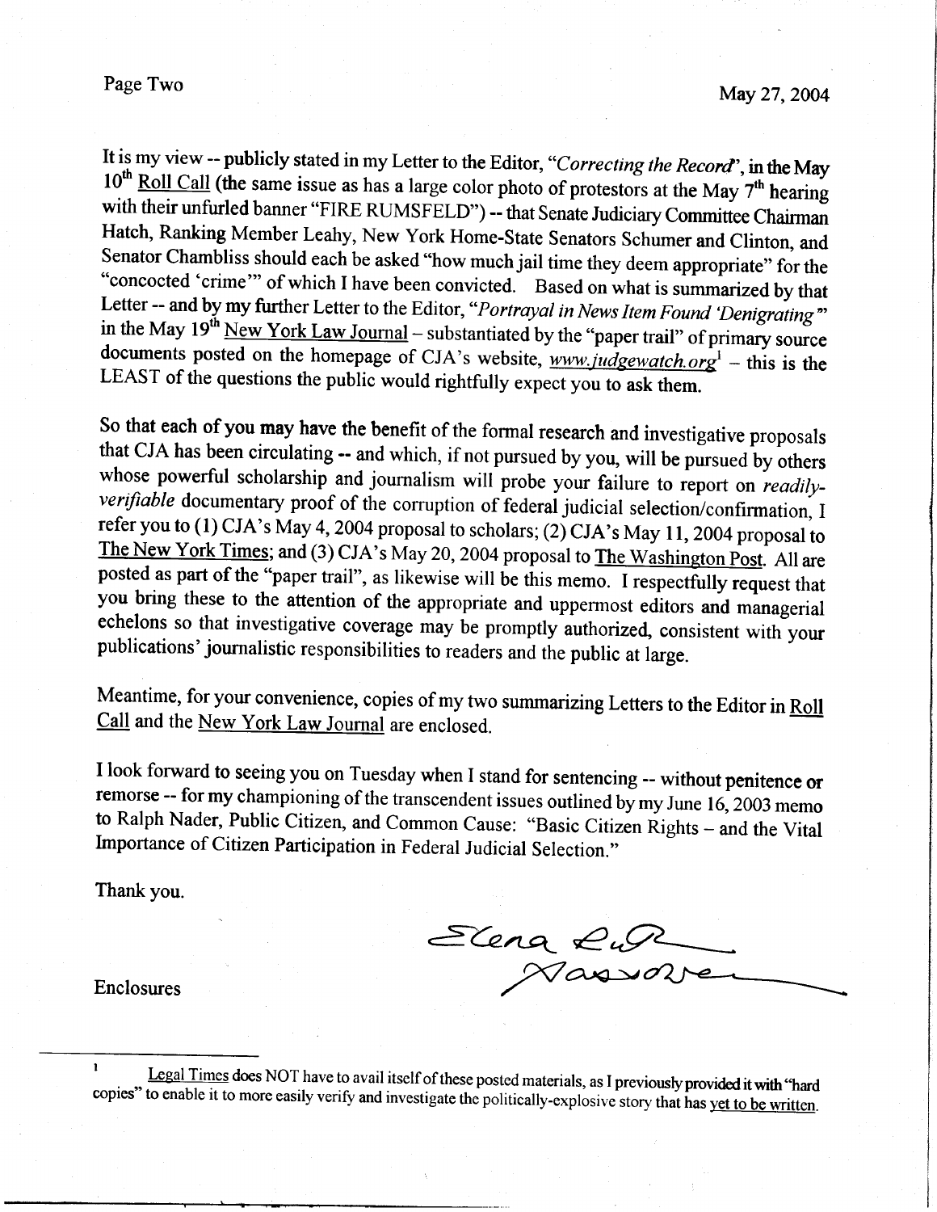It is my view -- publicly stated in my Letter to the Editor, "*Correcting the Record*", in the May 10th Roll Call (the same issue as has a large color photo of protestors at the May 7th hearing with their unfurled banner "FIRE RUMSFELD") -- that Senate Judiciary Committee Chairman Hatch, Ranking Member Leahy, New York Home-State Senators Schumer and Clinton, and Senator Chambliss should each be asked "how much jail time they deem appropriate" for the "concocted 'crime'" of which I have been convicted. Based on what is summarized by that Letter -- and by my further Letter to the Editor, "*Portrayal in News Item Found 'Denigrating'*" in the May 19th New York Law Journal – substantiated by the "paper trail" of primary source documents posted on the homepage of CJA's website, www.judgewatch.org[1] – this is the LEAST of the questions the public would rightfully expect you to ask them.

So that each of you may have the benefit of the formal research and investigative proposals that CJA has been circulating -- and which, if not pursued by you, will be pursued by others whose powerful scholarship and journalism will probe your failure to report on *readily-verifiable* documentary proof of the corruption of federal judicial selection/confirmation, I refer you to (1) CJA's May 4, 2004 proposal to scholars; (2) CJA's May 11, 2004 proposal to The New York Times; and (3) CJA's May 20, 2004 proposal to The Washington Post. All are posted as part of the "paper trail", as likewise will be this memo. I respectfully request that you bring these to the attention of the appropriate and uppermost editors and managerial echelons so that investigative coverage may be promptly authorized, consistent with your publications' journalistic responsibilities to readers and the public at large.

Meantime, for your convenience, copies of my two summarizing Letters to the Editor in Roll Call and the New York Law Journal are enclosed.

I look forward to seeing you on Tuesday when I stand for sentencing -- without penitence or remorse -- for my championing of the transcendent issues outlined by my June 16, 2003 memo to Ralph Nader, Public Citizen, and Common Cause: "Basic Citizen Rights – and the Vital Importance of Citizen Participation in Federal Judicial Selection."

Thank you.

Elena Ruth Sassower

Enclosures

---

[1] Legal Times does NOT have to avail itself of these posted materials, as I previously provided it with "hard copies" to enable it to more easily verify and investigate the politically-explosive story that has yet to be written.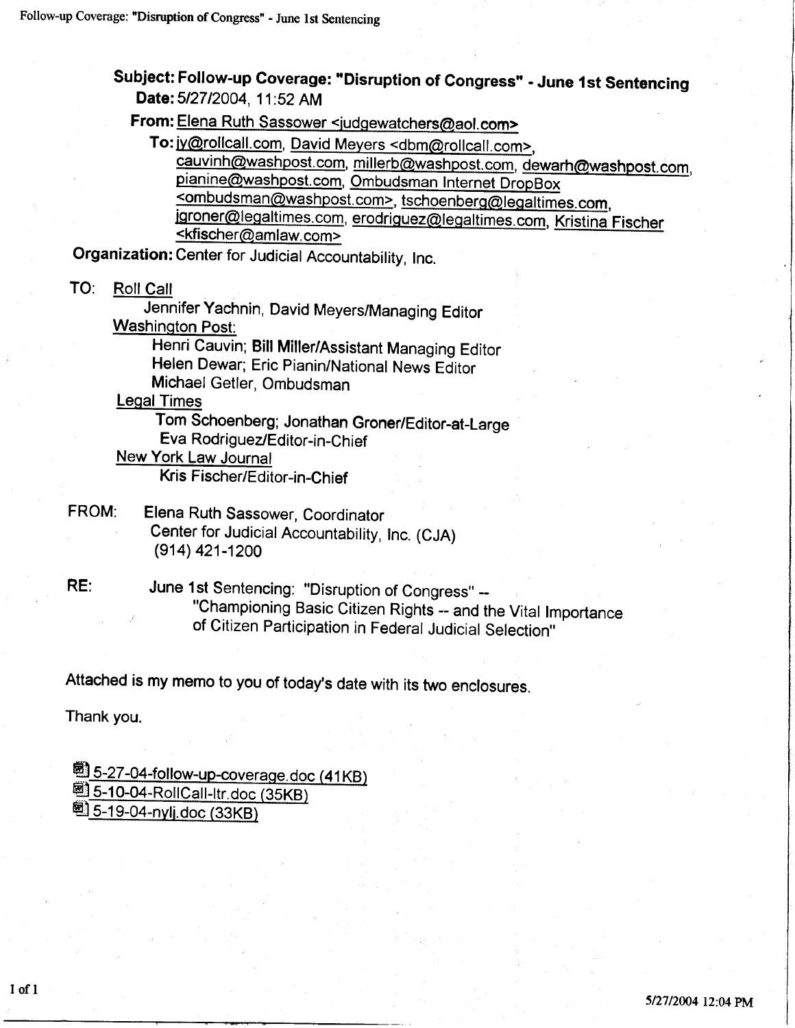**Subject:** Follow-up Coverage: "Disruption of Congress" - June 1st Sentencing
**Date:** 5/27/2004, 11:52 AM
**From:** Elena Ruth Sassower <judgewatchers@aol.com>
**To:** jy@rollcall.com, David Meyers <dbm@rollcall.com>, cauvinh@washpost.com, millerb@washpost.com, dewarh@washpost.com, pianine@washpost.com, Ombudsman Internet DropBox <ombudsman@washpost.com>, tschoenberg@legaltimes.com, jgroner@legaltimes.com, erodriguez@legaltimes.com, Kristina Fischer <kfischer@amlaw.com>
**Organization:** Center for Judicial Accountability, Inc.

TO: Roll Call
Jennifer Yachnin, David Meyers/Managing Editor
Washington Post:
Henri Cauvin; Bill Miller/Assistant Managing Editor
Helen Dewar; Eric Pianin/National News Editor
Michael Getler, Ombudsman
Legal Times
Tom Schoenberg; Jonathan Groner/Editor-at-Large
Eva Rodriguez/Editor-in-Chief
New York Law Journal
Kris Fischer/Editor-in-Chief

FROM: Elena Ruth Sassower, Coordinator
Center for Judicial Accountability, Inc. (CJA)
(914) 421-1200

RE: June 1st Sentencing: "Disruption of Congress" --
"Championing Basic Citizen Rights -- and the Vital Importance of Citizen Participation in Federal Judicial Selection"

Attached is my memo to you of today's date with its two enclosures.

Thank you.

5-27-04-follow-up-coverage.doc (41KB)
5-10-04-RollCall-ltr.doc (35KB)
5-19-04-nylj.doc (33KB)